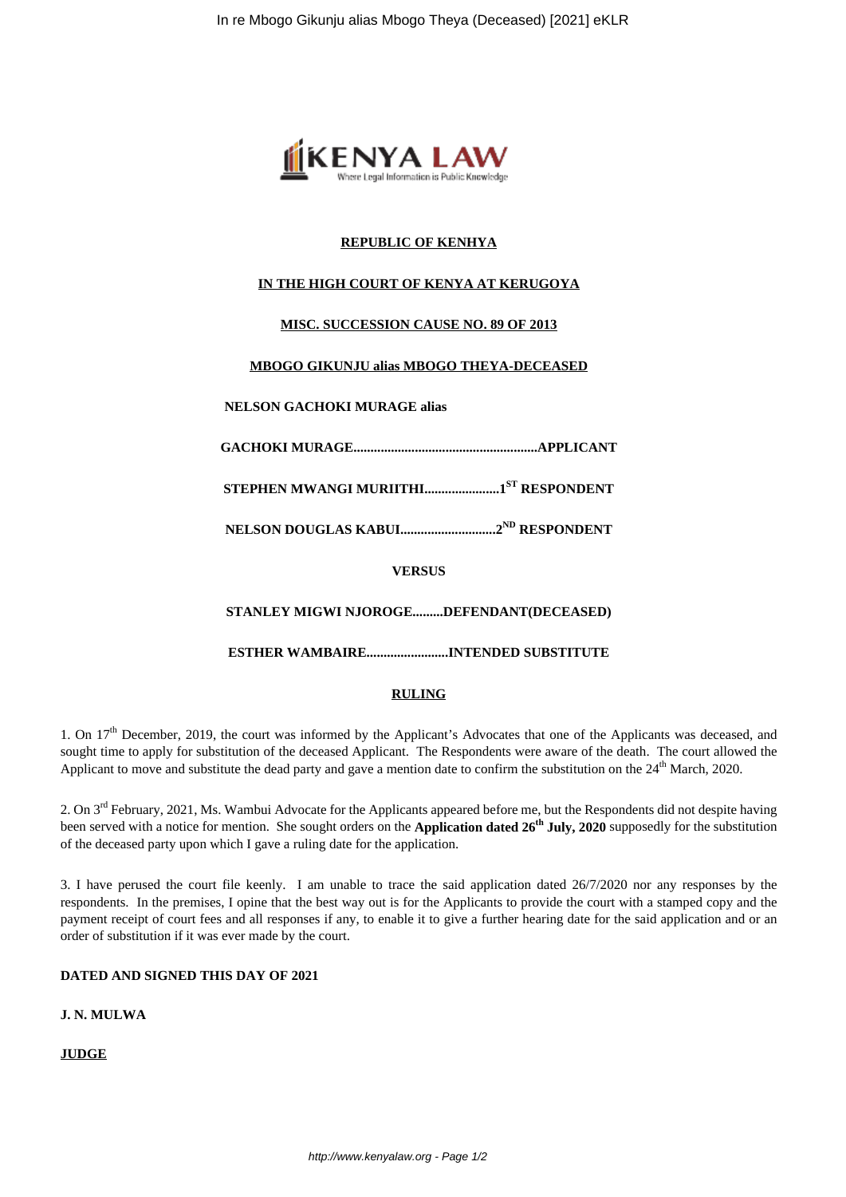**REPUBLIC OF KENHYA**

**IN THE HIGH COURT OF KENYA AT KERUGOYA**

**MISC. SUCCESSION CAUSE NO. 89 OF 2013**

**MBOGO GIKUNJU alias MBOGO THEYA-DECEASED**

**NELSON GACHOKI MURAGE alias**

**GACHOKI MURAGE......................................................APPLICANT**

**STEPHEN MWANGI MURIITHI......................1ST RESPONDENT**

**NELSON DOUGLAS KABUI............................2ND RESPONDENT**

**VERSUS**

**STANLEY MIGWI NJOROGE.........DEFENDANT(DECEASED)**

**ESTHER WAMBAIRE........................INTENDED SUBSTITUTE**

**RULING**

1. On 17th December, 2019, the court was informed by the Applicant's Advocates that one of the Applicants was deceased, and sought time to apply for substitution of the deceased Applicant. The Respondents were aware of the death. The court allowed the Applicant to move and substitute the dead party and gave a mention date to confirm the substitution on the 24th March, 2020.

2. On 3rd February, 2021, Ms. Wambui Advocate for the Applicants appeared before me, but the Respondents did not despite having been served with a notice for mention. She sought orders on the **Application dated 26th July, 2020** supposedly for the substitution of the deceased party upon which I gave a ruling date for the application.

3. I have perused the court file keenly. I am unable to trace the said application dated 26/7/2020 nor any responses by the respondents. In the premises, I opine that the best way out is for the Applicants to provide the court with a stamped copy and the payment receipt of court fees and all responses if any, to enable it to give a further hearing date for the said application and or an order of substitution if it was ever made by the court.

**DATED AND SIGNED THIS DAY OF 2021**

**J. N. MULWA**

**JUDGE**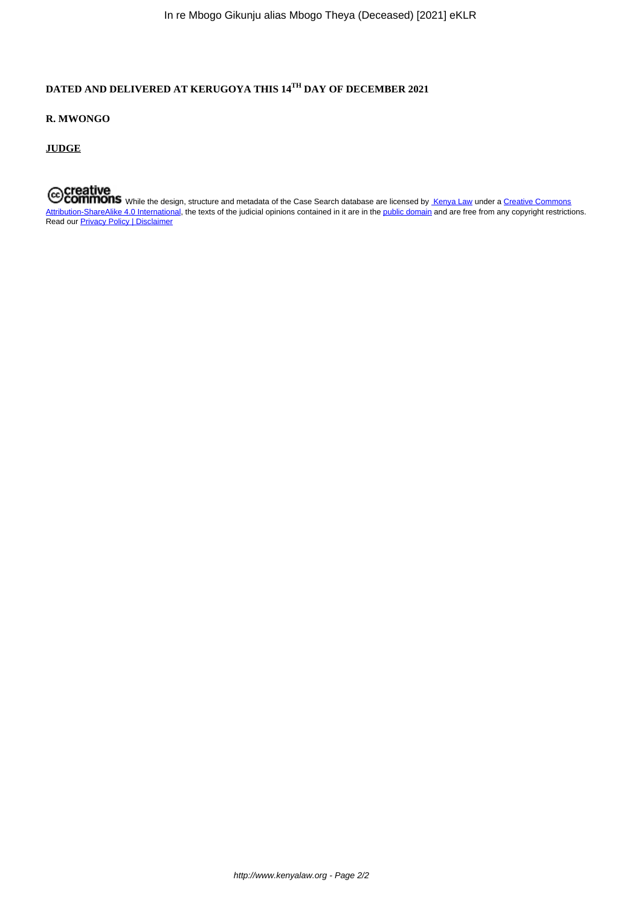**DATED AND DELIVERED AT KERUGOYA THIS 14TH DAY OF DECEMBER 2021**

**R. MWONGO**

**JUDGE**

While the design, structure and metadata of the Case Search database are licensed by Kenya Law under a Creative Commons Attribution-ShareAlike 4.0 International, the texts of the judicial opinions contained in it are in the public domain and are free from any copyright restrictions. Read our Privacy Policy | Disclaimer